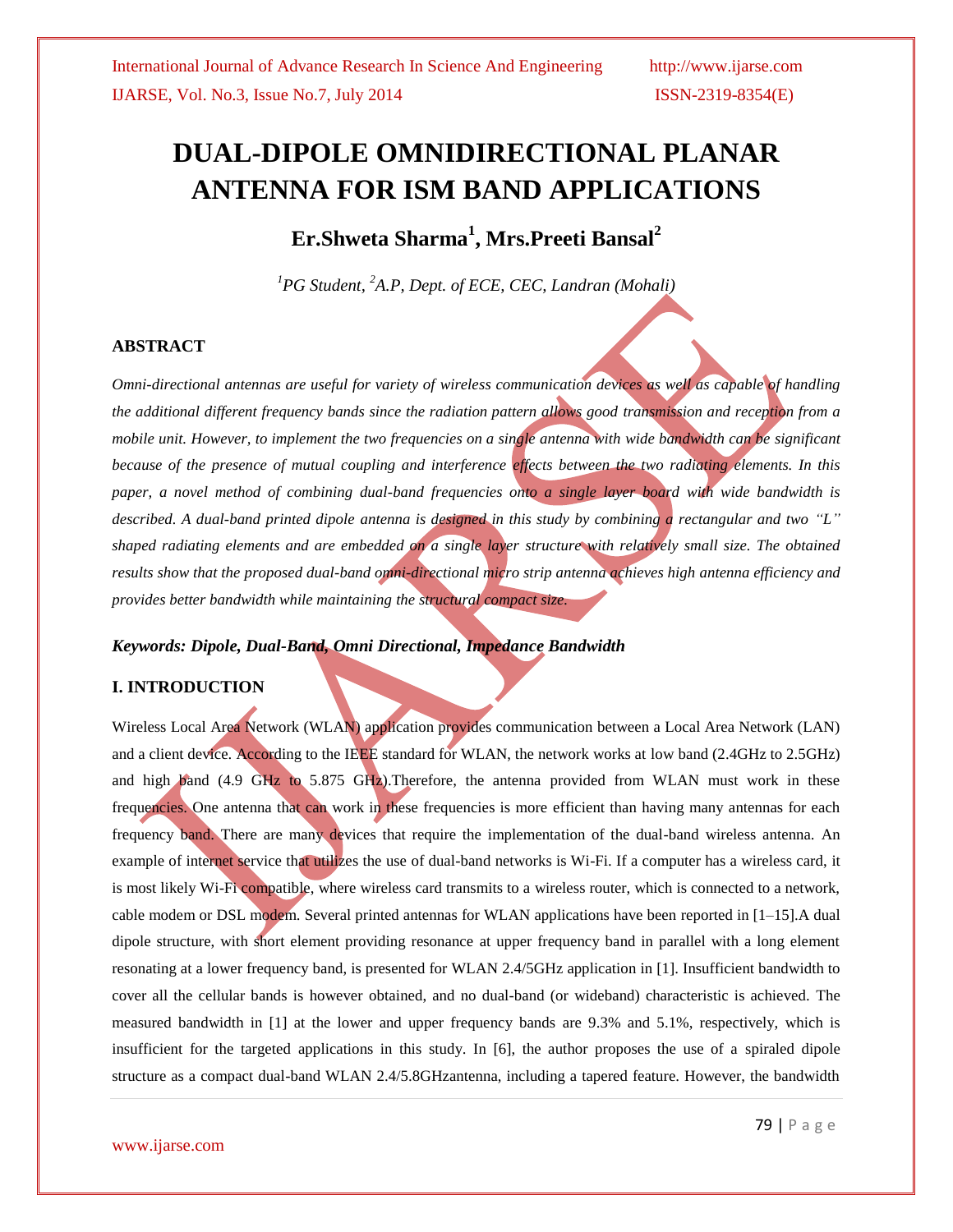# DUAL-DIPOLE OMNIDIRECTIONAL PLANAR ANTENNA FOR ISM BAND APPLICATIONS

**Er.Shweta Sharma[1], Mrs.Preeti Bansal[2]**

*[1]PG Student, [2]A.P, Dept. of ECE, CEC, Landran (Mohali)*

## ABSTRACT

*Omni-directional antennas are useful for variety of wireless communication devices as well as capable of handling the additional different frequency bands since the radiation pattern allows good transmission and reception from a mobile unit. However, to implement the two frequencies on a single antenna with wide bandwidth can be significant because of the presence of mutual coupling and interference effects between the two radiating elements. In this paper, a novel method of combining dual-band frequencies onto a single layer board with wide bandwidth is described. A dual-band printed dipole antenna is designed in this study by combining a rectangular and two "L" shaped radiating elements and are embedded on a single layer structure with relatively small size. The obtained results show that the proposed dual-band omni-directional micro strip antenna achieves high antenna efficiency and provides better bandwidth while maintaining the structural compact size.*

***Keywords: Dipole, Dual-Band, Omni Directional, Impedance Bandwidth***

## I. INTRODUCTION

Wireless Local Area Network (WLAN) application provides communication between a Local Area Network (LAN) and a client device. According to the IEEE standard for WLAN, the network works at low band (2.4GHz to 2.5GHz) and high band (4.9 GHz to 5.875 GHz).Therefore, the antenna provided from WLAN must work in these frequencies. One antenna that can work in these frequencies is more efficient than having many antennas for each frequency band. There are many devices that require the implementation of the dual-band wireless antenna. An example of internet service that utilizes the use of dual-band networks is Wi-Fi. If a computer has a wireless card, it is most likely Wi-Fi compatible, where wireless card transmits to a wireless router, which is connected to a network, cable modem or DSL modem. Several printed antennas for WLAN applications have been reported in [1–15].A dual dipole structure, with short element providing resonance at upper frequency band in parallel with a long element resonating at a lower frequency band, is presented for WLAN 2.4/5GHz application in [1]. Insufficient bandwidth to cover all the cellular bands is however obtained, and no dual-band (or wideband) characteristic is achieved. The measured bandwidth in [1] at the lower and upper frequency bands are 9.3% and 5.1%, respectively, which is insufficient for the targeted applications in this study. In [6], the author proposes the use of a spiraled dipole structure as a compact dual-band WLAN 2.4/5.8GHzantenna, including a tapered feature. However, the bandwidth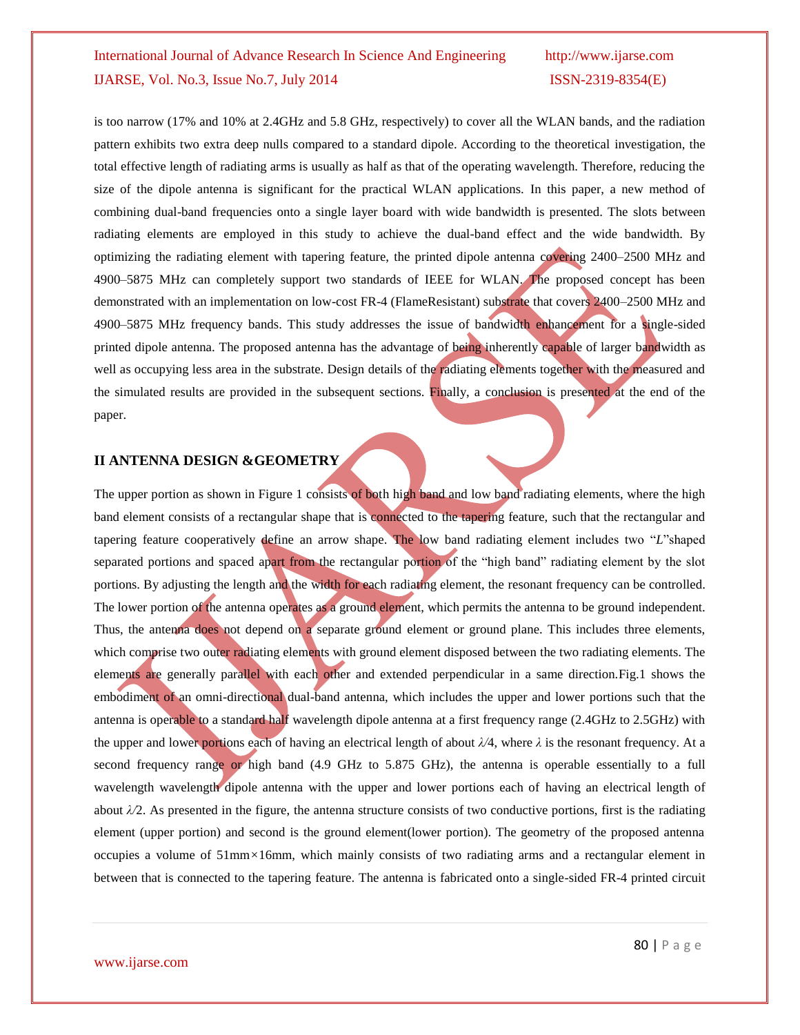is too narrow (17% and 10% at 2.4GHz and 5.8 GHz, respectively) to cover all the WLAN bands, and the radiation pattern exhibits two extra deep nulls compared to a standard dipole. According to the theoretical investigation, the total effective length of radiating arms is usually as half as that of the operating wavelength. Therefore, reducing the size of the dipole antenna is significant for the practical WLAN applications. In this paper, a new method of combining dual-band frequencies onto a single layer board with wide bandwidth is presented. The slots between radiating elements are employed in this study to achieve the dual-band effect and the wide bandwidth. By optimizing the radiating element with tapering feature, the printed dipole antenna covering 2400–2500 MHz and 4900–5875 MHz can completely support two standards of IEEE for WLAN. The proposed concept has been demonstrated with an implementation on low-cost FR-4 (FlameResistant) substrate that covers 2400–2500 MHz and 4900–5875 MHz frequency bands. This study addresses the issue of bandwidth enhancement for a single-sided printed dipole antenna. The proposed antenna has the advantage of being inherently capable of larger bandwidth as well as occupying less area in the substrate. Design details of the radiating elements together with the measured and the simulated results are provided in the subsequent sections. Finally, a conclusion is presented at the end of the paper.

## II ANTENNA DESIGN &GEOMETRY

The upper portion as shown in Figure 1 consists of both high band and low band radiating elements, where the high band element consists of a rectangular shape that is connected to the tapering feature, such that the rectangular and tapering feature cooperatively define an arrow shape. The low band radiating element includes two "*L*"shaped separated portions and spaced apart from the rectangular portion of the "high band" radiating element by the slot portions. By adjusting the length and the width for each radiating element, the resonant frequency can be controlled. The lower portion of the antenna operates as a ground element, which permits the antenna to be ground independent. Thus, the antenna does not depend on a separate ground element or ground plane. This includes three elements, which comprise two outer radiating elements with ground element disposed between the two radiating elements. The elements are generally parallel with each other and extended perpendicular in a same direction.Fig.1 shows the embodiment of an omni-directional dual-band antenna, which includes the upper and lower portions such that the antenna is operable to a standard half wavelength dipole antenna at a first frequency range (2.4GHz to 2.5GHz) with the upper and lower portions each of having an electrical length of about $\lambda/4$, where $\lambda$ is the resonant frequency. At a second frequency range or high band (4.9 GHz to 5.875 GHz), the antenna is operable essentially to a full wavelength wavelength dipole antenna with the upper and lower portions each of having an electrical length of about $\lambda/2$. As presented in the figure, the antenna structure consists of two conductive portions, first is the radiating element (upper portion) and second is the ground element(lower portion). The geometry of the proposed antenna occupies a volume of 51mm×16mm, which mainly consists of two radiating arms and a rectangular element in between that is connected to the tapering feature. The antenna is fabricated onto a single-sided FR-4 printed circuit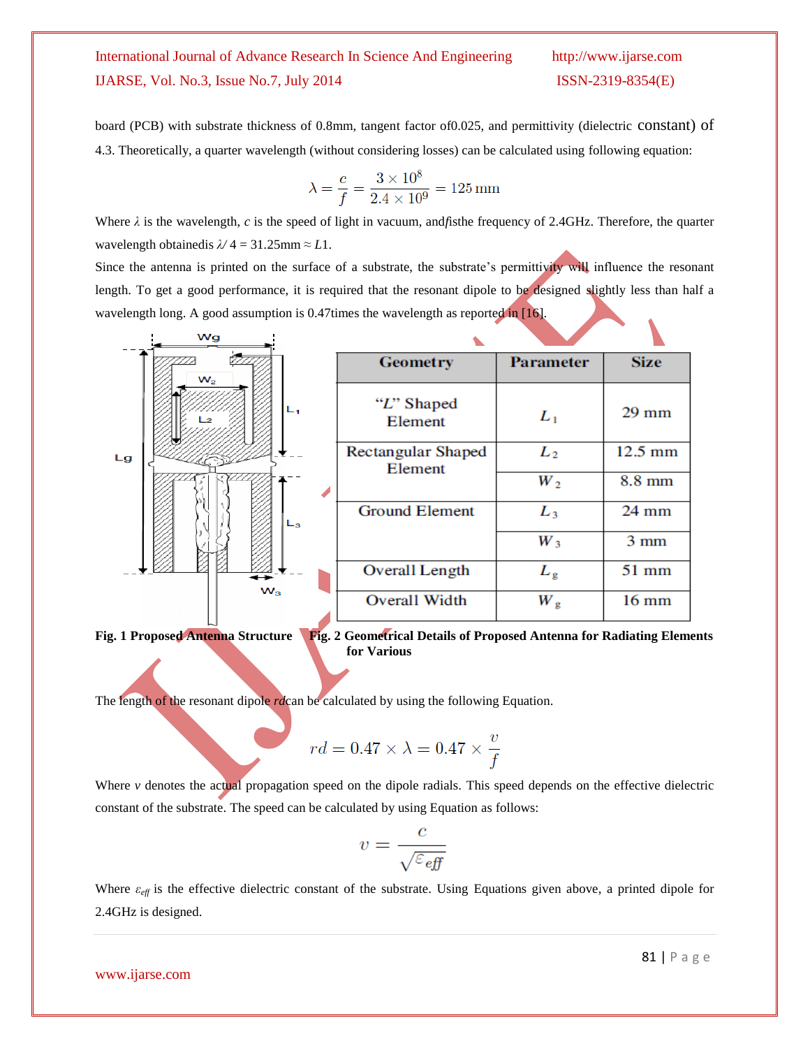board (PCB) with substrate thickness of 0.8mm, tangent factor of0.025, and permittivity (dielectric constant) of 4.3. Theoretically, a quarter wavelength (without considering losses) can be calculated using following equation:

$$\lambda = \frac{c}{f} = \frac{3 \times 10^8}{2.4 \times 10^9} = 125\,\text{mm}$$

Where $\lambda$ is the wavelength, $c$ is the speed of light in vacuum, and $f$ is the frequency of 2.4GHz. Therefore, the quarter wavelength obtained is $\lambda/4 = 31.25\text{mm} \approx L1$.

Since the antenna is printed on the surface of a substrate, the substrate's permittivity will influence the resonant length. To get a good performance, it is required that the resonant dipole to be designed slightly less than half a wavelength long. A good assumption is 0.47times the wavelength as reported in [16].

**Fig. 1 Proposed Antenna Structure**

| Geometry | Parameter | Size |
|---|---|---|
| "L" Shaped Element | $L_1$ | 29 mm |
| Rectangular Shaped Element | $L_2$ | 12.5 mm |
| | $W_2$ | 8.8 mm |
| Ground Element | $L_3$ | 24 mm |
| | $W_3$ | 3 mm |
| Overall Length | $L_g$ | 51 mm |
| Overall Width | $W_g$ | 16 mm |

**Fig. 2 Geometrical Details of Proposed Antenna for Radiating Elements for Various**

The length of the resonant dipole $rd$ can be calculated by using the following Equation.

$$rd = 0.47 \times \lambda = 0.47 \times \frac{v}{f}$$

Where $v$ denotes the actual propagation speed on the dipole radials. This speed depends on the effective dielectric constant of the substrate. The speed can be calculated by using Equation as follows:

$$v = \frac{c}{\sqrt{\varepsilon_{eff}}}$$

Where $\varepsilon_{eff}$ is the effective dielectric constant of the substrate. Using Equations given above, a printed dipole for 2.4GHz is designed.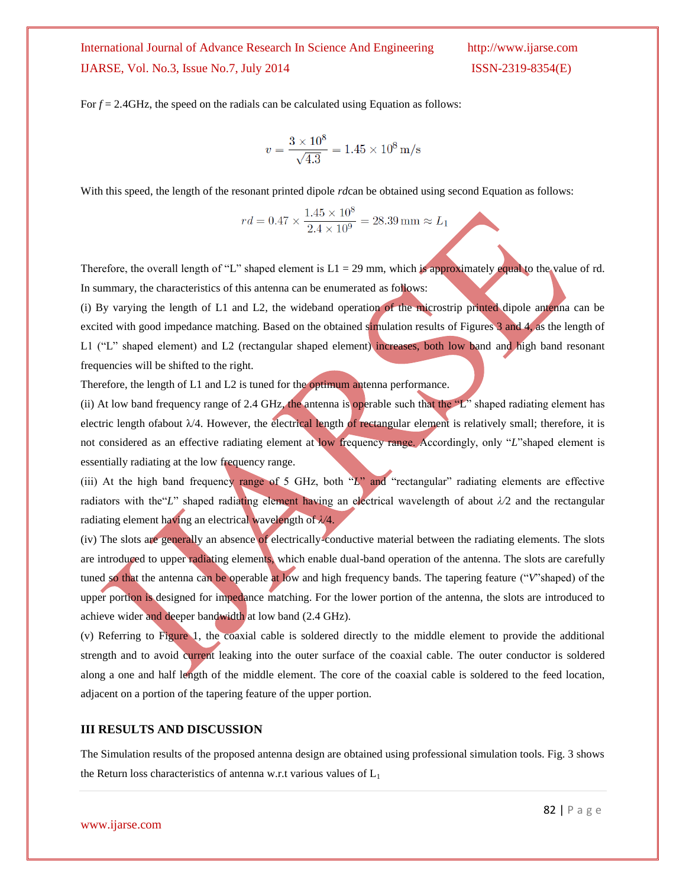For $f$ = 2.4GHz, the speed on the radials can be calculated using Equation as follows:

$$v = \frac{3 \times 10^8}{\sqrt{4.3}} = 1.45 \times 10^8 \, \text{m/s}$$

With this speed, the length of the resonant printed dipole *rd*can be obtained using second Equation as follows:

$$rd = 0.47 \times \frac{1.45 \times 10^8}{2.4 \times 10^9} = 28.39 \, \text{mm} \approx L_1$$

Therefore, the overall length of "L" shaped element is L1 = 29 mm, which is approximately equal to the value of rd. In summary, the characteristics of this antenna can be enumerated as follows:

(i) By varying the length of L1 and L2, the wideband operation of the microstrip printed dipole antenna can be excited with good impedance matching. Based on the obtained simulation results of Figures 3 and 4, as the length of L1 ("L" shaped element) and L2 (rectangular shaped element) increases, both low band and high band resonant frequencies will be shifted to the right.

Therefore, the length of L1 and L2 is tuned for the optimum antenna performance.

(ii) At low band frequency range of 2.4 GHz, the antenna is operable such that the "L" shaped radiating element has electric length ofabout $\lambda/4$. However, the electrical length of rectangular element is relatively small; therefore, it is not considered as an effective radiating element at low frequency range. Accordingly, only "*L*"shaped element is essentially radiating at the low frequency range.

(iii) At the high band frequency range of 5 GHz, both "*L*" and "rectangular" radiating elements are effective radiators with the"*L*" shaped radiating element having an electrical wavelength of about $\lambda/2$ and the rectangular radiating element having an electrical wavelength of $\lambda/4$.

(iv) The slots are generally an absence of electrically-conductive material between the radiating elements. The slots are introduced to upper radiating elements, which enable dual-band operation of the antenna. The slots are carefully tuned so that the antenna can be operable at low and high frequency bands. The tapering feature ("*V*"shaped) of the upper portion is designed for impedance matching. For the lower portion of the antenna, the slots are introduced to achieve wider and deeper bandwidth at low band (2.4 GHz).

(v) Referring to Figure 1, the coaxial cable is soldered directly to the middle element to provide the additional strength and to avoid current leaking into the outer surface of the coaxial cable. The outer conductor is soldered along a one and half length of the middle element. The core of the coaxial cable is soldered to the feed location, adjacent on a portion of the tapering feature of the upper portion.

## III RESULTS AND DISCUSSION

The Simulation results of the proposed antenna design are obtained using professional simulation tools. Fig. 3 shows the Return loss characteristics of antenna w.r.t various values of $L_1$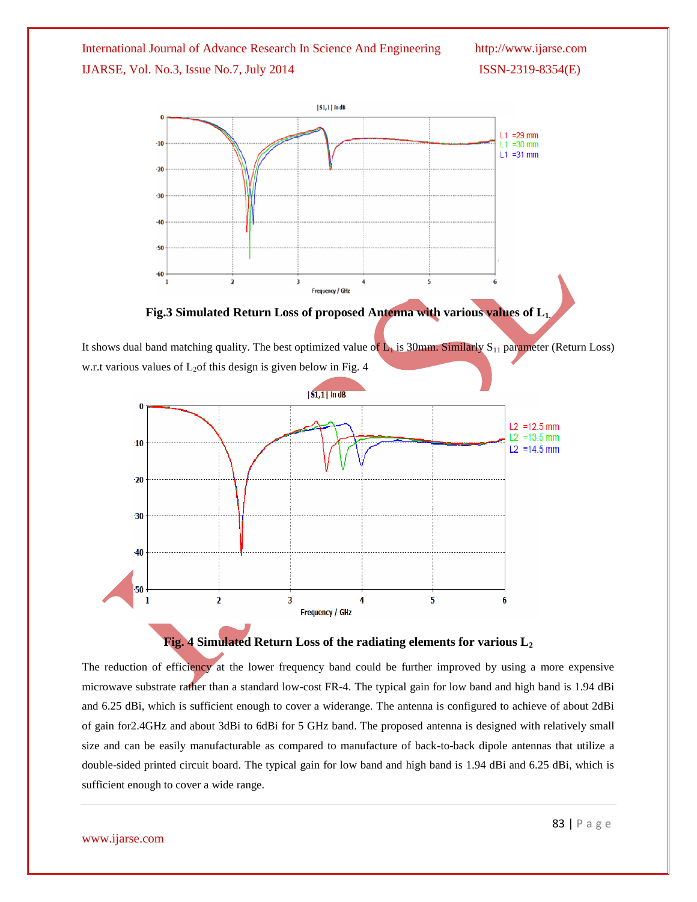**Fig.3 Simulated Return Loss of proposed Antenna with various values of $L_1$.**

It shows dual band matching quality. The best optimized value of $L_1$ is 30mm. Similarly $S_{11}$ parameter (Return Loss) w.r.t various values of $L_2$of this design is given below in Fig. 4

**Fig. 4 Simulated Return Loss of the radiating elements for various $L_2$**

The reduction of efficiency at the lower frequency band could be further improved by using a more expensive microwave substrate rather than a standard low-cost FR-4. The typical gain for low band and high band is 1.94 dBi and 6.25 dBi, which is sufficient enough to cover a widerange. The antenna is configured to achieve of about 2dBi of gain for2.4GHz and about 3dBi to 6dBi for 5 GHz band. The proposed antenna is designed with relatively small size and can be easily manufacturable as compared to manufacture of back-to-back dipole antennas that utilize a double-sided printed circuit board. The typical gain for low band and high band is 1.94 dBi and 6.25 dBi, which is sufficient enough to cover a wide range.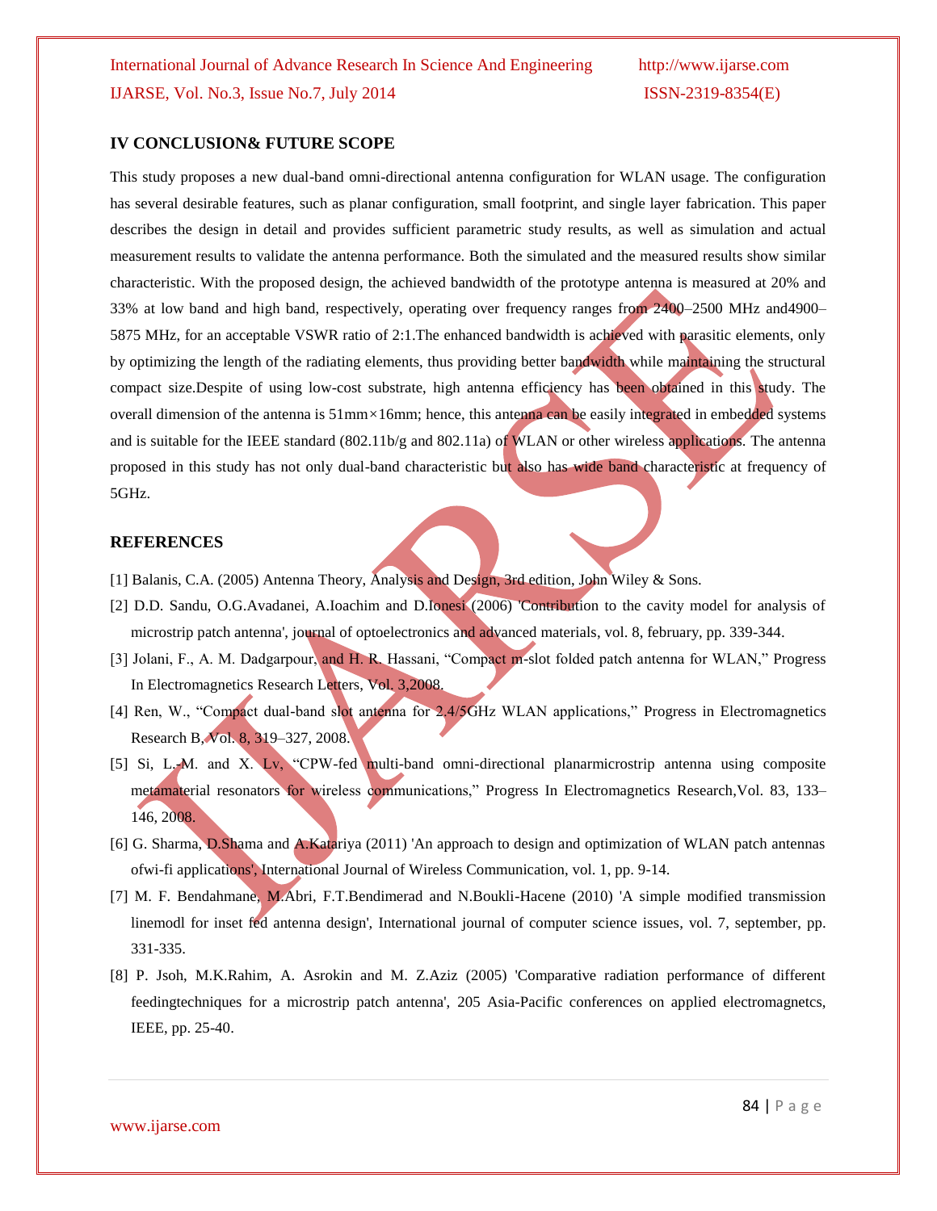## IV CONCLUSION& FUTURE SCOPE

This study proposes a new dual-band omni-directional antenna configuration for WLAN usage. The configuration has several desirable features, such as planar configuration, small footprint, and single layer fabrication. This paper describes the design in detail and provides sufficient parametric study results, as well as simulation and actual measurement results to validate the antenna performance. Both the simulated and the measured results show similar characteristic. With the proposed design, the achieved bandwidth of the prototype antenna is measured at 20% and 33% at low band and high band, respectively, operating over frequency ranges from 2400–2500 MHz and4900–5875 MHz, for an acceptable VSWR ratio of 2:1.The enhanced bandwidth is achieved with parasitic elements, only by optimizing the length of the radiating elements, thus providing better bandwidth while maintaining the structural compact size.Despite of using low-cost substrate, high antenna efficiency has been obtained in this study. The overall dimension of the antenna is 51mm×16mm; hence, this antenna can be easily integrated in embedded systems and is suitable for the IEEE standard (802.11b/g and 802.11a) of WLAN or other wireless applications. The antenna proposed in this study has not only dual-band characteristic but also has wide band characteristic at frequency of 5GHz.

## REFERENCES

[1] Balanis, C.A. (2005) Antenna Theory, Analysis and Design, 3rd edition, John Wiley & Sons.

[2] D.D. Sandu, O.G.Avadanei, A.Ioachim and D.Ionesi (2006) 'Contribution to the cavity model for analysis of microstrip patch antenna', journal of optoelectronics and advanced materials, vol. 8, february, pp. 339-344.

[3] Jolani, F., A. M. Dadgarpour, and H. R. Hassani, "Compact m-slot folded patch antenna for WLAN," Progress In Electromagnetics Research Letters, Vol. 3,2008.

[4] Ren, W., "Compact dual-band slot antenna for 2.4/5GHz WLAN applications," Progress in Electromagnetics Research B, Vol. 8, 319–327, 2008.

[5] Si, L.-M. and X. Lv, "CPW-fed multi-band omni-directional planarmicrostrip antenna using composite metamaterial resonators for wireless communications," Progress In Electromagnetics Research,Vol. 83, 133–146, 2008.

[6] G. Sharma, D.Shama and A.Katariya (2011) 'An approach to design and optimization of WLAN patch antennas ofwi-fi applications', International Journal of Wireless Communication, vol. 1, pp. 9-14.

[7] M. F. Bendahmane, M.Abri, F.T.Bendimerad and N.Boukli-Hacene (2010) 'A simple modified transmission linemodl for inset fed antenna design', International journal of computer science issues, vol. 7, september, pp. 331-335.

[8] P. Jsoh, M.K.Rahim, A. Asrokin and M. Z.Aziz (2005) 'Comparative radiation performance of different feedingtechniques for a microstrip patch antenna', 205 Asia-Pacific conferences on applied electromagnetcs, IEEE, pp. 25-40.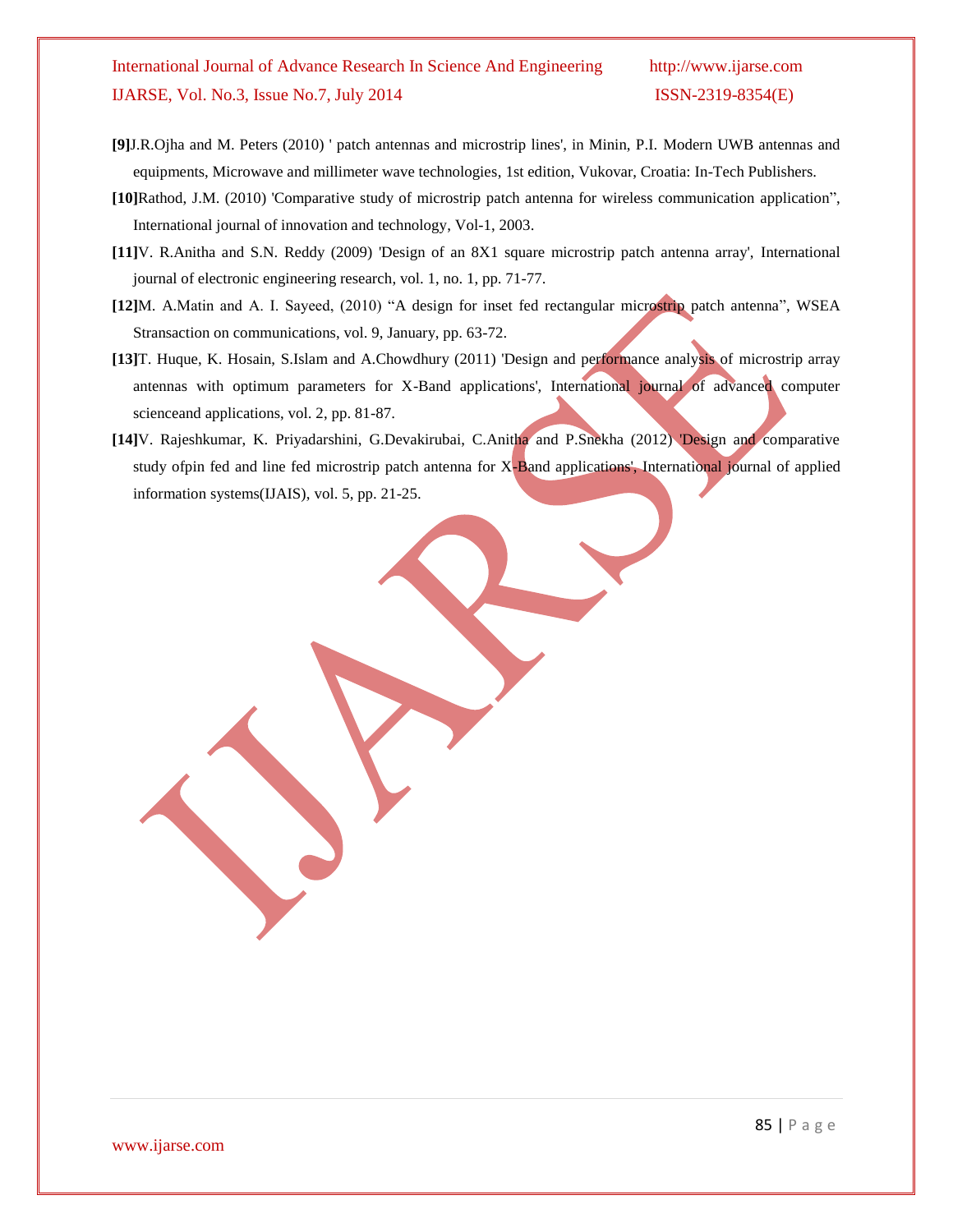**[9]**J.R.Ojha and M. Peters (2010) ' patch antennas and microstrip lines', in Minin, P.I. Modern UWB antennas and equipments, Microwave and millimeter wave technologies, 1st edition, Vukovar, Croatia: In-Tech Publishers.

**[10]**Rathod, J.M. (2010) 'Comparative study of microstrip patch antenna for wireless communication application", International journal of innovation and technology, Vol-1, 2003.

**[11]**V. R.Anitha and S.N. Reddy (2009) 'Design of an 8X1 square microstrip patch antenna array', International journal of electronic engineering research, vol. 1, no. 1, pp. 71-77.

**[12]**M. A.Matin and A. I. Sayeed, (2010) "A design for inset fed rectangular microstrip patch antenna", WSEA Stransaction on communications, vol. 9, January, pp. 63-72.

**[13]**T. Huque, K. Hosain, S.Islam and A.Chowdhury (2011) 'Design and performance analysis of microstrip array antennas with optimum parameters for X-Band applications', International journal of advanced computer scienceand applications, vol. 2, pp. 81-87.

**[14]**V. Rajeshkumar, K. Priyadarshini, G.Devakirubai, C.Anitha and P.Snekha (2012) 'Design and comparative study ofpin fed and line fed microstrip patch antenna for X-Band applications', International journal of applied information systems(IJAIS), vol. 5, pp. 21-25.